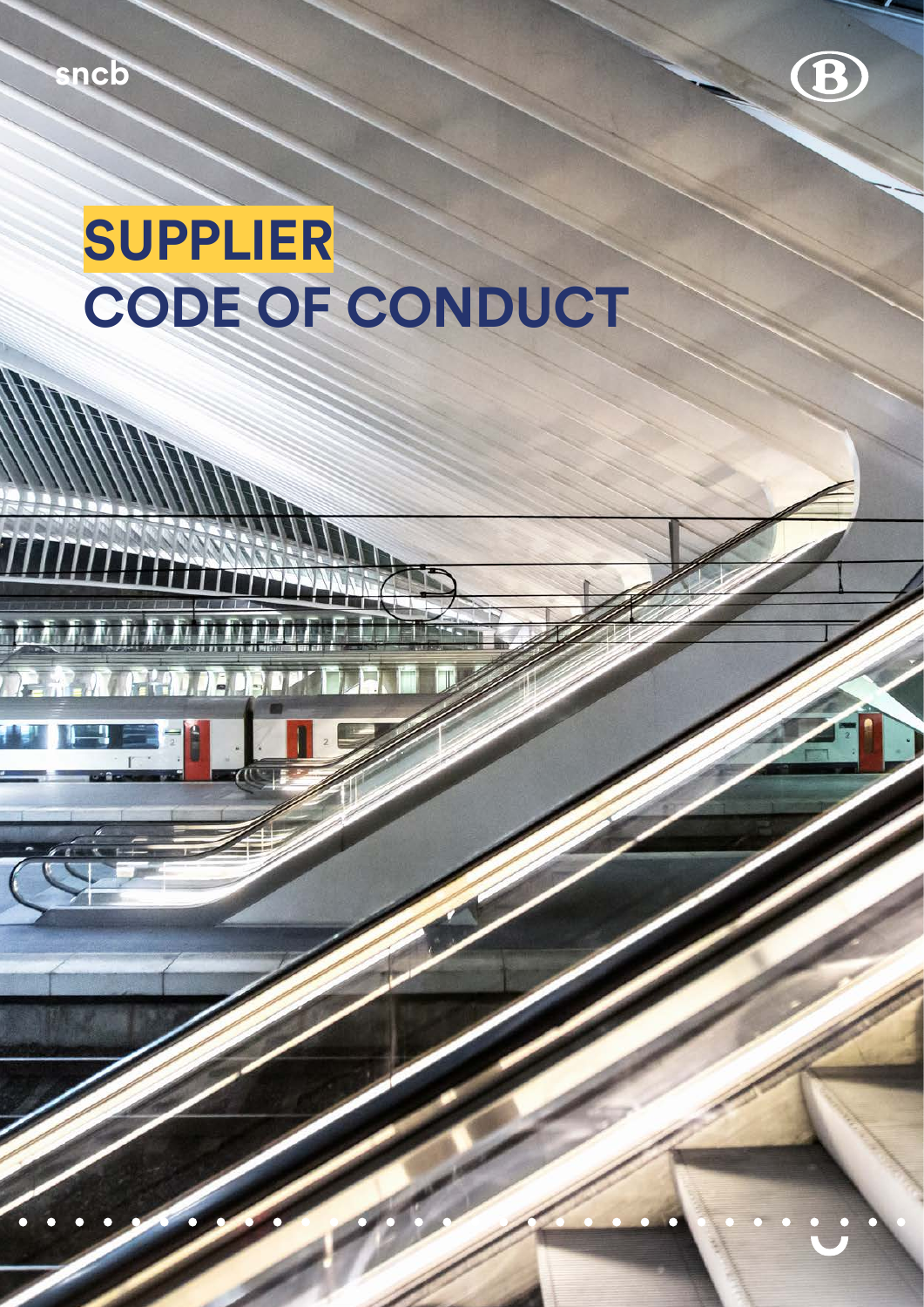sncb

# SUPPLIER CODE OF CONDUCT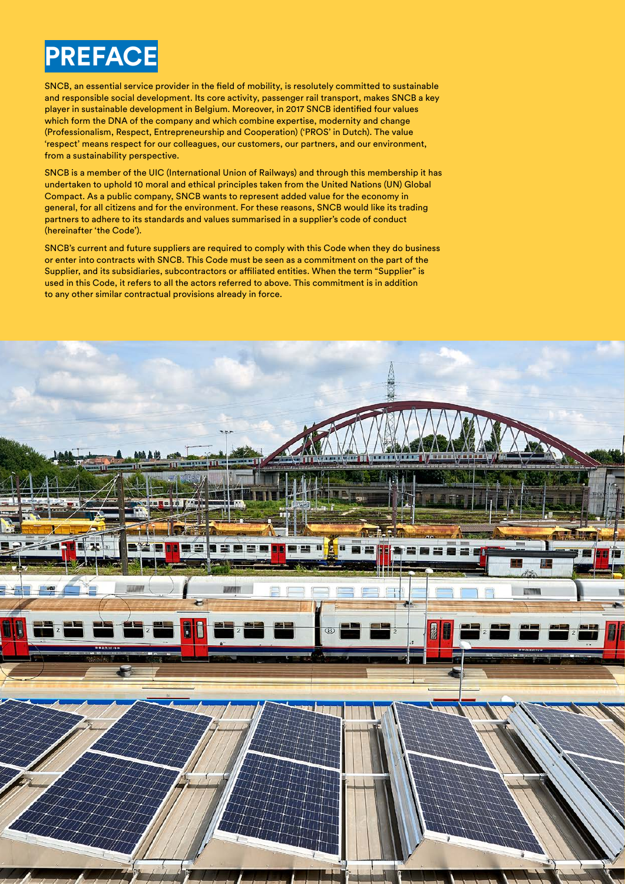# PREFACE

SNCB, an essential service provider in the field of mobility, is resolutely committed to sustainable and responsible social development. Its core activity, passenger rail transport, makes SNCB a key player in sustainable development in Belgium. Moreover, in 2017 SNCB identified four values which form the DNA of the company and which combine expertise, modernity and change (Professionalism, Respect, Entrepreneurship and Cooperation) ('PROS' in Dutch). The value 'respect' means respect for our colleagues, our customers, our partners, and our environment, from a sustainability perspective.

SNCB is a member of the UIC (International Union of Railways) and through this membership it has undertaken to uphold 10 moral and ethical principles taken from the United Nations (UN) Global Compact. As a public company, SNCB wants to represent added value for the economy in general, for all citizens and for the environment. For these reasons, SNCB would like its trading partners to adhere to its standards and values summarised in a supplier's code of conduct (hereinafter 'the Code').

SNCB's current and future suppliers are required to comply with this Code when they do business or enter into contracts with SNCB. This Code must be seen as a commitment on the part of the Supplier, and its subsidiaries, subcontractors or affiliated entities. When the term "Supplier" is used in this Code, it refers to all the actors referred to above. This commitment is in addition to any other similar contractual provisions already in force.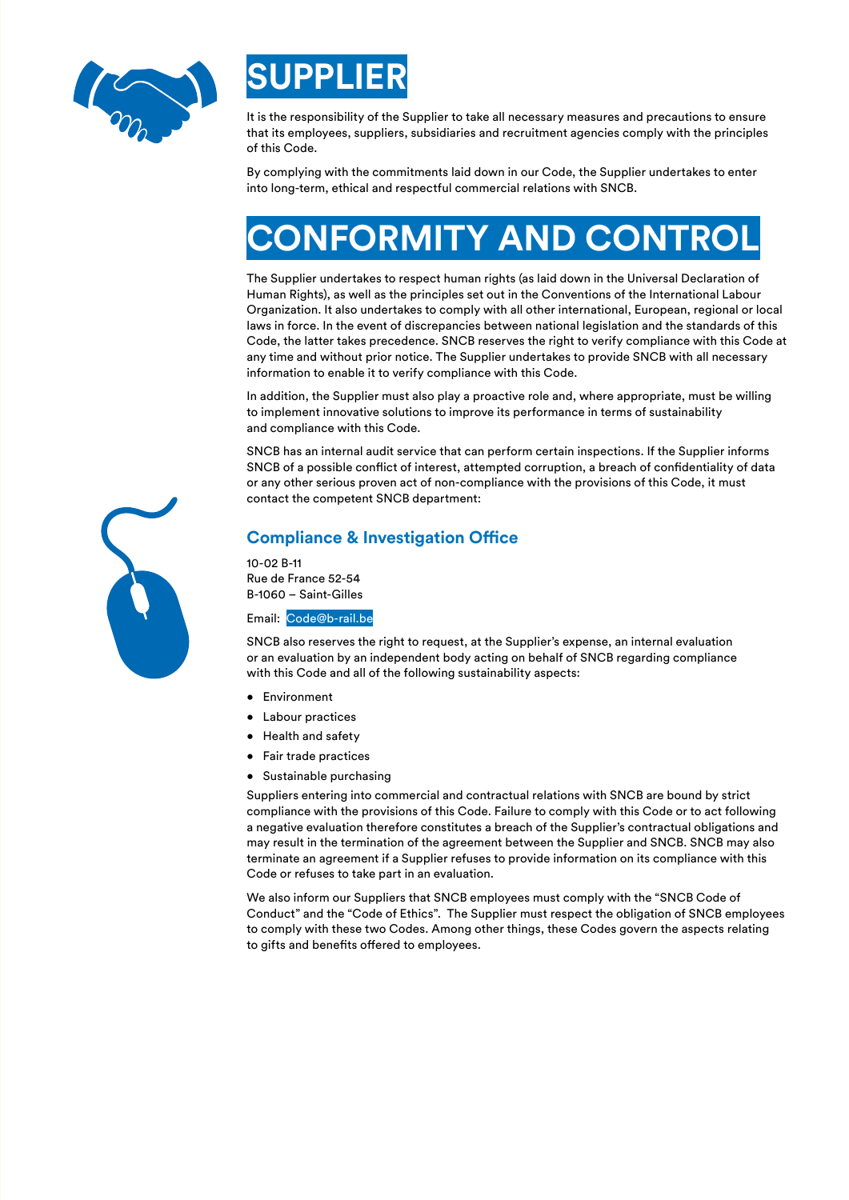# SUPPLIER

It is the responsibility of the Supplier to take all necessary measures and precautions to ensure that its employees, suppliers, subsidiaries and recruitment agencies comply with the principles of this Code.

By complying with the commitments laid down in our Code, the Supplier undertakes to enter into long-term, ethical and respectful commercial relations with SNCB.

# CONFORMITY AND CONTROL

The Supplier undertakes to respect human rights (as laid down in the Universal Declaration of Human Rights), as well as the principles set out in the Conventions of the International Labour Organization. It also undertakes to comply with all other international, European, regional or local laws in force. In the event of discrepancies between national legislation and the standards of this Code, the latter takes precedence. SNCB reserves the right to verify compliance with this Code at any time and without prior notice. The Supplier undertakes to provide SNCB with all necessary information to enable it to verify compliance with this Code.

In addition, the Supplier must also play a proactive role and, where appropriate, must be willing to implement innovative solutions to improve its performance in terms of sustainability and compliance with this Code.

SNCB has an internal audit service that can perform certain inspections. If the Supplier informs SNCB of a possible conflict of interest, attempted corruption, a breach of confidentiality of data or any other serious proven act of non-compliance with the provisions of this Code, it must contact the competent SNCB department:

## Compliance & Investigation Office

10-02 B-11
Rue de France 52-54
B-1060 – Saint-Gilles

Email: Code@b-rail.be

SNCB also reserves the right to request, at the Supplier's expense, an internal evaluation or an evaluation by an independent body acting on behalf of SNCB regarding compliance with this Code and all of the following sustainability aspects:

- Environment
- Labour practices
- Health and safety
- Fair trade practices
- Sustainable purchasing

Suppliers entering into commercial and contractual relations with SNCB are bound by strict compliance with the provisions of this Code. Failure to comply with this Code or to act following a negative evaluation therefore constitutes a breach of the Supplier's contractual obligations and may result in the termination of the agreement between the Supplier and SNCB. SNCB may also terminate an agreement if a Supplier refuses to provide information on its compliance with this Code or refuses to take part in an evaluation.

We also inform our Suppliers that SNCB employees must comply with the "SNCB Code of Conduct" and the "Code of Ethics". The Supplier must respect the obligation of SNCB employees to comply with these two Codes. Among other things, these Codes govern the aspects relating to gifts and benefits offered to employees.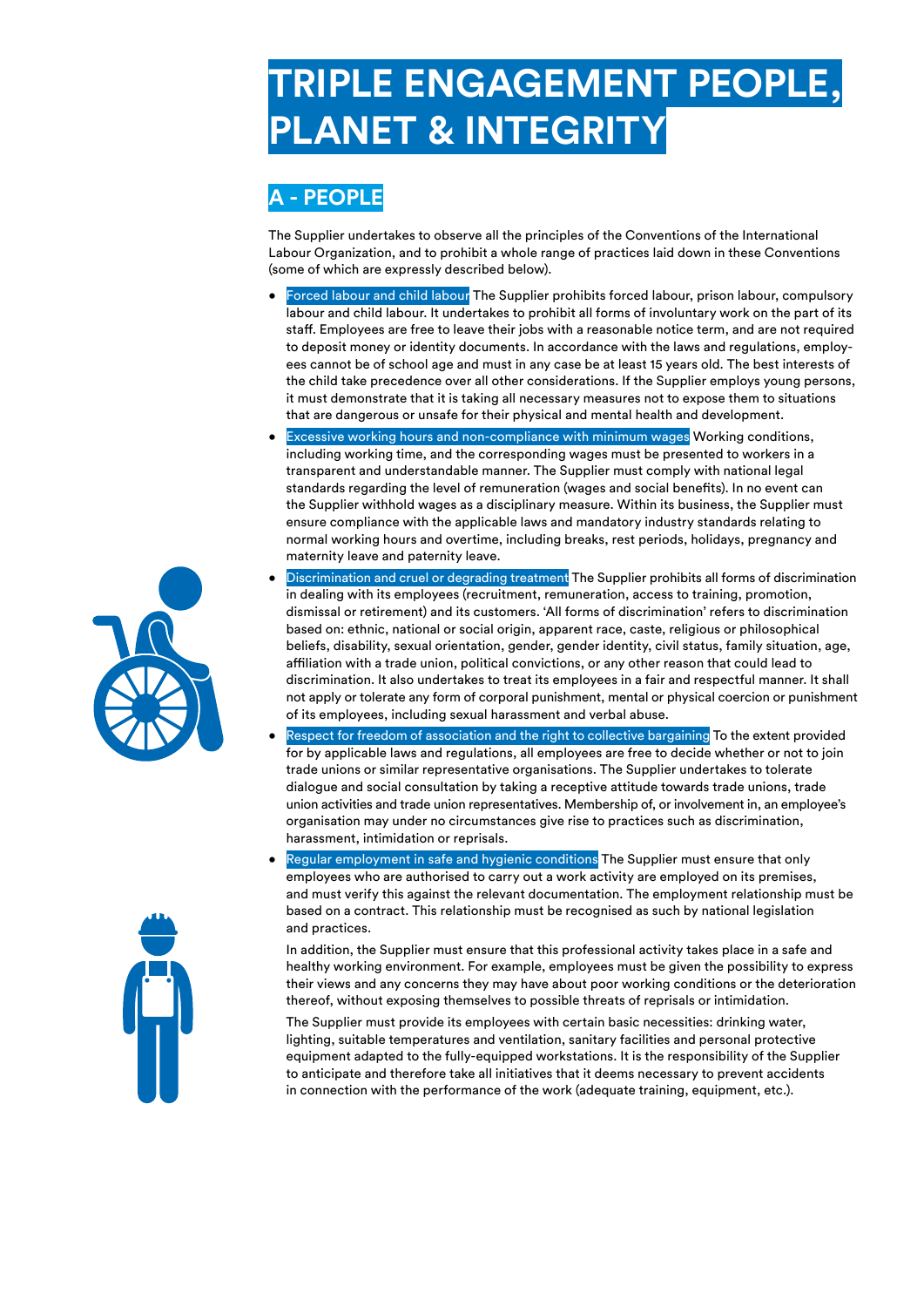# TRIPLE ENGAGEMENT PEOPLE, PLANET & INTEGRITY

## A - PEOPLE

The Supplier undertakes to observe all the principles of the Conventions of the International Labour Organization, and to prohibit a whole range of practices laid down in these Conventions (some of which are expressly described below).

- **Forced labour and child labour** The Supplier prohibits forced labour, prison labour, compulsory labour and child labour. It undertakes to prohibit all forms of involuntary work on the part of its staff. Employees are free to leave their jobs with a reasonable notice term, and are not required to deposit money or identity documents. In accordance with the laws and regulations, employees cannot be of school age and must in any case be at least 15 years old. The best interests of the child take precedence over all other considerations. If the Supplier employs young persons, it must demonstrate that it is taking all necessary measures not to expose them to situations that are dangerous or unsafe for their physical and mental health and development.
- **Excessive working hours and non-compliance with minimum wages** Working conditions, including working time, and the corresponding wages must be presented to workers in a transparent and understandable manner. The Supplier must comply with national legal standards regarding the level of remuneration (wages and social benefits). In no event can the Supplier withhold wages as a disciplinary measure. Within its business, the Supplier must ensure compliance with the applicable laws and mandatory industry standards relating to normal working hours and overtime, including breaks, rest periods, holidays, pregnancy and maternity leave and paternity leave.
- **Discrimination and cruel or degrading treatment** The Supplier prohibits all forms of discrimination in dealing with its employees (recruitment, remuneration, access to training, promotion, dismissal or retirement) and its customers. 'All forms of discrimination' refers to discrimination based on: ethnic, national or social origin, apparent race, caste, religious or philosophical beliefs, disability, sexual orientation, gender, gender identity, civil status, family situation, age, affiliation with a trade union, political convictions, or any other reason that could lead to discrimination. It also undertakes to treat its employees in a fair and respectful manner. It shall not apply or tolerate any form of corporal punishment, mental or physical coercion or punishment of its employees, including sexual harassment and verbal abuse.
- **Respect for freedom of association and the right to collective bargaining** To the extent provided for by applicable laws and regulations, all employees are free to decide whether or not to join trade unions or similar representative organisations. The Supplier undertakes to tolerate dialogue and social consultation by taking a receptive attitude towards trade unions, trade union activities and trade union representatives. Membership of, or involvement in, an employee's organisation may under no circumstances give rise to practices such as discrimination, harassment, intimidation or reprisals.
- **Regular employment in safe and hygienic conditions** The Supplier must ensure that only employees who are authorised to carry out a work activity are employed on its premises, and must verify this against the relevant documentation. The employment relationship must be based on a contract. This relationship must be recognised as such by national legislation and practices.

  In addition, the Supplier must ensure that this professional activity takes place in a safe and healthy working environment. For example, employees must be given the possibility to express their views and any concerns they may have about poor working conditions or the deterioration thereof, without exposing themselves to possible threats of reprisals or intimidation.

  The Supplier must provide its employees with certain basic necessities: drinking water, lighting, suitable temperatures and ventilation, sanitary facilities and personal protective equipment adapted to the fully-equipped workstations. It is the responsibility of the Supplier to anticipate and therefore take all initiatives that it deems necessary to prevent accidents in connection with the performance of the work (adequate training, equipment, etc.).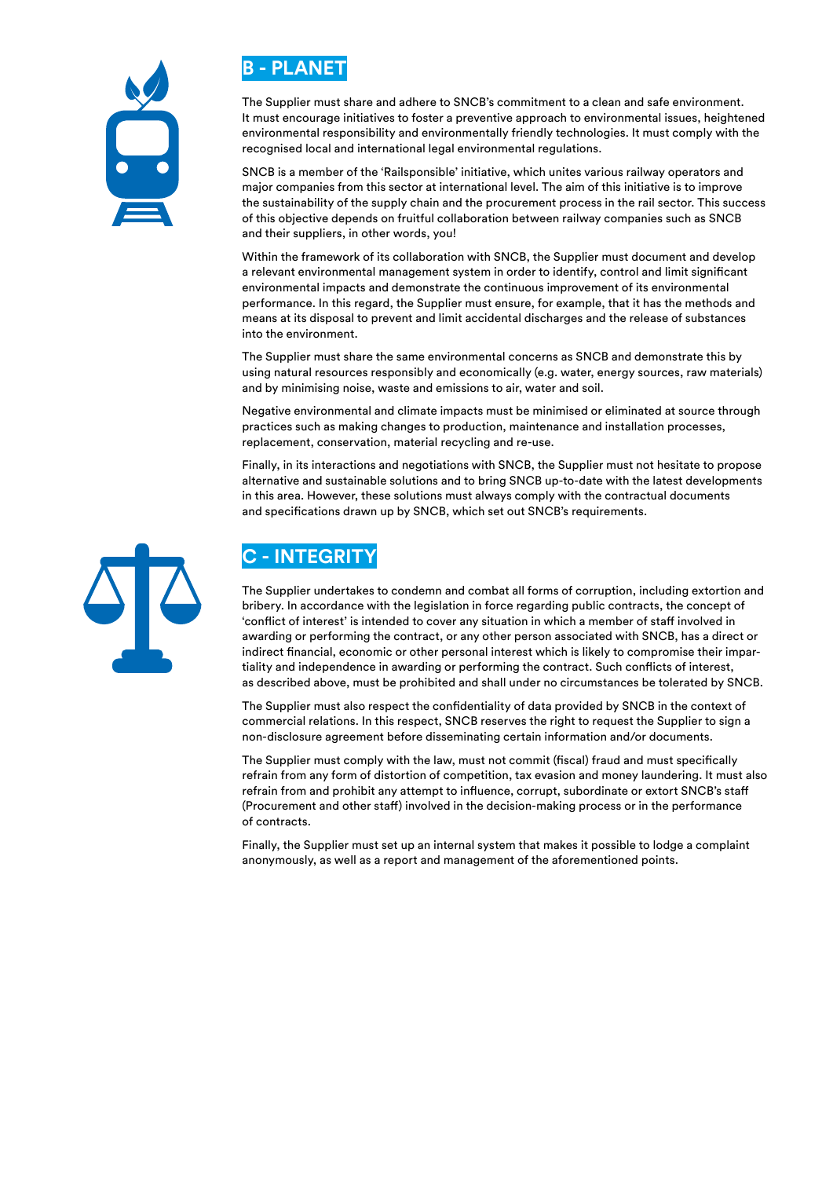## B - PLANET

The Supplier must share and adhere to SNCB's commitment to a clean and safe environment. It must encourage initiatives to foster a preventive approach to environmental issues, heightened environmental responsibility and environmentally friendly technologies. It must comply with the recognised local and international legal environmental regulations.

SNCB is a member of the 'Railsponsible' initiative, which unites various railway operators and major companies from this sector at international level. The aim of this initiative is to improve the sustainability of the supply chain and the procurement process in the rail sector. This success of this objective depends on fruitful collaboration between railway companies such as SNCB and their suppliers, in other words, you!

Within the framework of its collaboration with SNCB, the Supplier must document and develop a relevant environmental management system in order to identify, control and limit significant environmental impacts and demonstrate the continuous improvement of its environmental performance. In this regard, the Supplier must ensure, for example, that it has the methods and means at its disposal to prevent and limit accidental discharges and the release of substances into the environment.

The Supplier must share the same environmental concerns as SNCB and demonstrate this by using natural resources responsibly and economically (e.g. water, energy sources, raw materials) and by minimising noise, waste and emissions to air, water and soil.

Negative environmental and climate impacts must be minimised or eliminated at source through practices such as making changes to production, maintenance and installation processes, replacement, conservation, material recycling and re-use.

Finally, in its interactions and negotiations with SNCB, the Supplier must not hesitate to propose alternative and sustainable solutions and to bring SNCB up-to-date with the latest developments in this area. However, these solutions must always comply with the contractual documents and specifications drawn up by SNCB, which set out SNCB's requirements.

## C - INTEGRITY

The Supplier undertakes to condemn and combat all forms of corruption, including extortion and bribery. In accordance with the legislation in force regarding public contracts, the concept of 'conflict of interest' is intended to cover any situation in which a member of staff involved in awarding or performing the contract, or any other person associated with SNCB, has a direct or indirect financial, economic or other personal interest which is likely to compromise their impartiality and independence in awarding or performing the contract. Such conflicts of interest, as described above, must be prohibited and shall under no circumstances be tolerated by SNCB.

The Supplier must also respect the confidentiality of data provided by SNCB in the context of commercial relations. In this respect, SNCB reserves the right to request the Supplier to sign a non-disclosure agreement before disseminating certain information and/or documents.

The Supplier must comply with the law, must not commit (fiscal) fraud and must specifically refrain from any form of distortion of competition, tax evasion and money laundering. It must also refrain from and prohibit any attempt to influence, corrupt, subordinate or extort SNCB's staff (Procurement and other staff) involved in the decision-making process or in the performance of contracts.

Finally, the Supplier must set up an internal system that makes it possible to lodge a complaint anonymously, as well as a report and management of the aforementioned points.